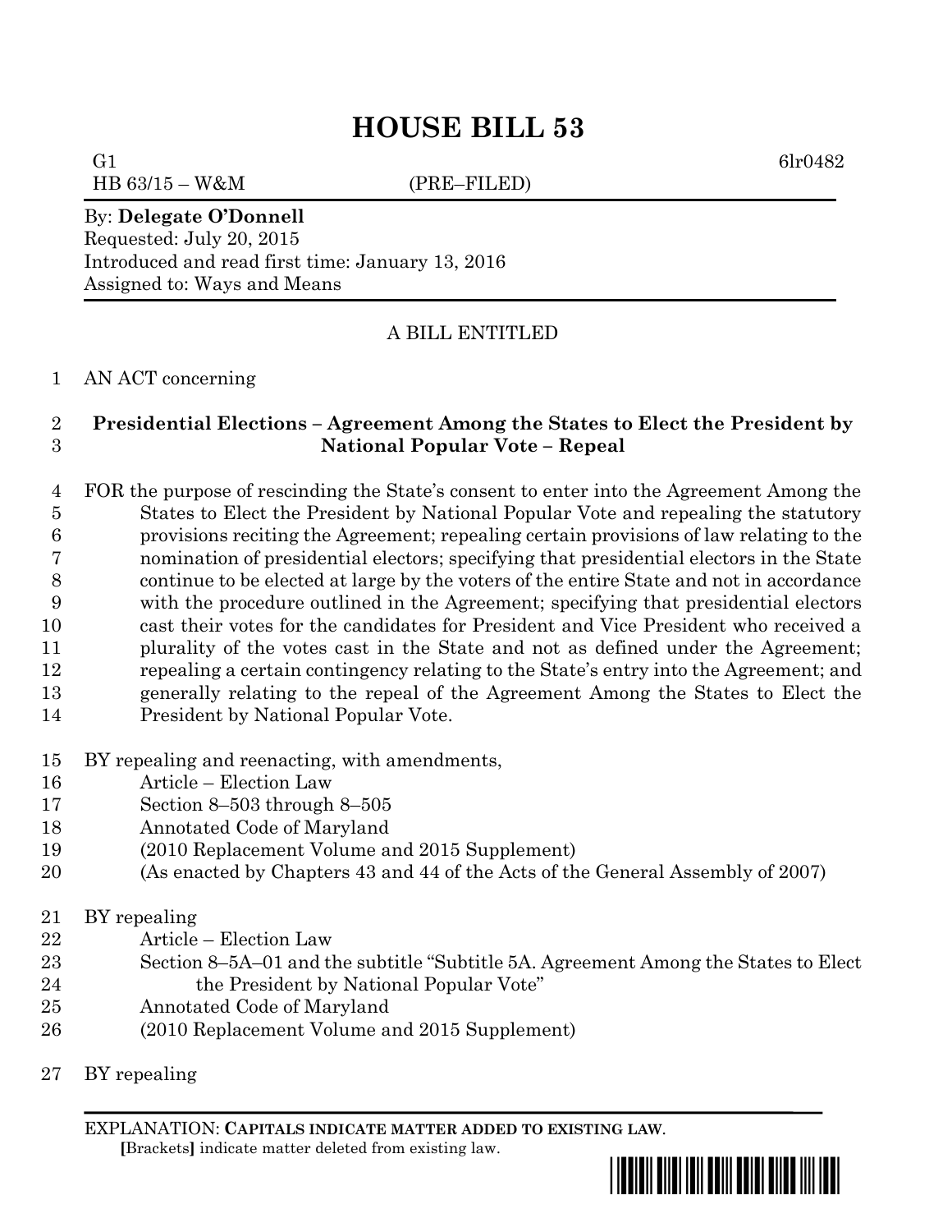# HOUSE BILL 53

G1 6lr0482
HB 63/15 – W&M (PRE–FILED)

By: **Delegate O'Donnell**
Requested: July 20, 2015
Introduced and read first time: January 13, 2016
Assigned to: Ways and Means

A BILL ENTITLED

1 AN ACT concerning

2 **Presidential Elections – Agreement Among the States to Elect the President by**
3 **National Popular Vote – Repeal**

4 FOR the purpose of rescinding the State's consent to enter into the Agreement Among the
5 States to Elect the President by National Popular Vote and repealing the statutory
6 provisions reciting the Agreement; repealing certain provisions of law relating to the
7 nomination of presidential electors; specifying that presidential electors in the State
8 continue to be elected at large by the voters of the entire State and not in accordance
9 with the procedure outlined in the Agreement; specifying that presidential electors
10 cast their votes for the candidates for President and Vice President who received a
11 plurality of the votes cast in the State and not as defined under the Agreement;
12 repealing a certain contingency relating to the State's entry into the Agreement; and
13 generally relating to the repeal of the Agreement Among the States to Elect the
14 President by National Popular Vote.

15 BY repealing and reenacting, with amendments,
16 Article – Election Law
17 Section 8–503 through 8–505
18 Annotated Code of Maryland
19 (2010 Replacement Volume and 2015 Supplement)
20 (As enacted by Chapters 43 and 44 of the Acts of the General Assembly of 2007)

21 BY repealing
22 Article – Election Law
23 Section 8–5A–01 and the subtitle "Subtitle 5A. Agreement Among the States to Elect
24 the President by National Popular Vote"
25 Annotated Code of Maryland
26 (2010 Replacement Volume and 2015 Supplement)

27 BY repealing

EXPLANATION: **CAPITALS INDICATE MATTER ADDED TO EXISTING LAW**.
**[**Brackets**]** indicate matter deleted from existing law.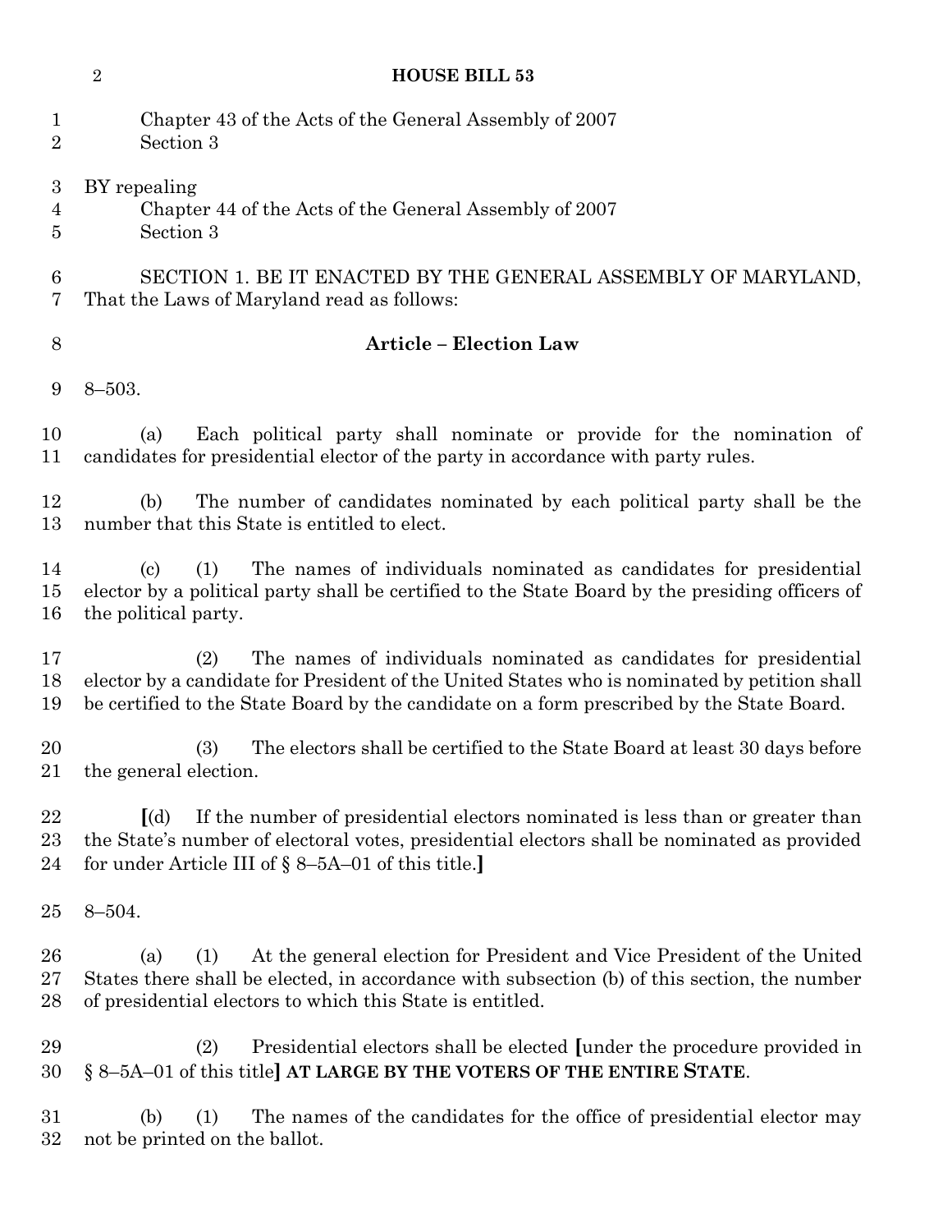Chapter 43 of the Acts of the General Assembly of 2007
Section 3

BY repealing
Chapter 44 of the Acts of the General Assembly of 2007
Section 3

SECTION 1. BE IT ENACTED BY THE GENERAL ASSEMBLY OF MARYLAND, That the Laws of Maryland read as follows:

**Article – Election Law**

8–503.

(a) Each political party shall nominate or provide for the nomination of candidates for presidential elector of the party in accordance with party rules.

(b) The number of candidates nominated by each political party shall be the number that this State is entitled to elect.

(c) (1) The names of individuals nominated as candidates for presidential elector by a political party shall be certified to the State Board by the presiding officers of the political party.

(2) The names of individuals nominated as candidates for presidential elector by a candidate for President of the United States who is nominated by petition shall be certified to the State Board by the candidate on a form prescribed by the State Board.

(3) The electors shall be certified to the State Board at least 30 days before the general election.

**[**(d) If the number of presidential electors nominated is less than or greater than the State's number of electoral votes, presidential electors shall be nominated as provided for under Article III of § 8–5A–01 of this title.**]**

8–504.

(a) (1) At the general election for President and Vice President of the United States there shall be elected, in accordance with subsection (b) of this section, the number of presidential electors to which this State is entitled.

(2) Presidential electors shall be elected **[**under the procedure provided in § 8–5A–01 of this title**]** **AT LARGE BY THE VOTERS OF THE ENTIRE STATE**.

(b) (1) The names of the candidates for the office of presidential elector may not be printed on the ballot.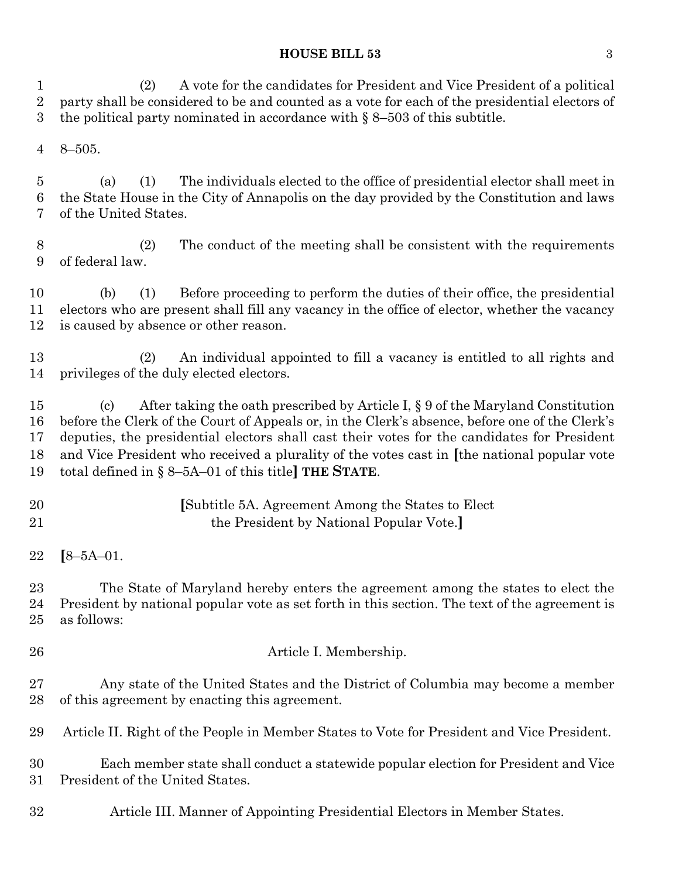(2) A vote for the candidates for President and Vice President of a political party shall be considered to be and counted as a vote for each of the presidential electors of the political party nominated in accordance with § 8–503 of this subtitle.

8–505.

(a) (1) The individuals elected to the office of presidential elector shall meet in the State House in the City of Annapolis on the day provided by the Constitution and laws of the United States.

(2) The conduct of the meeting shall be consistent with the requirements of federal law.

(b) (1) Before proceeding to perform the duties of their office, the presidential electors who are present shall fill any vacancy in the office of elector, whether the vacancy is caused by absence or other reason.

(2) An individual appointed to fill a vacancy is entitled to all rights and privileges of the duly elected electors.

(c) After taking the oath prescribed by Article I, § 9 of the Maryland Constitution before the Clerk of the Court of Appeals or, in the Clerk's absence, before one of the Clerk's deputies, the presidential electors shall cast their votes for the candidates for President and Vice President who received a plurality of the votes cast in **[**the national popular vote total defined in § 8–5A–01 of this title**]** **THE STATE**.

**[**Subtitle 5A. Agreement Among the States to Elect the President by National Popular Vote.**]**

**[**8–5A–01.

The State of Maryland hereby enters the agreement among the states to elect the President by national popular vote as set forth in this section. The text of the agreement is as follows:

Article I. Membership.

Any state of the United States and the District of Columbia may become a member of this agreement by enacting this agreement.

Article II. Right of the People in Member States to Vote for President and Vice President.

Each member state shall conduct a statewide popular election for President and Vice President of the United States.

Article III. Manner of Appointing Presidential Electors in Member States.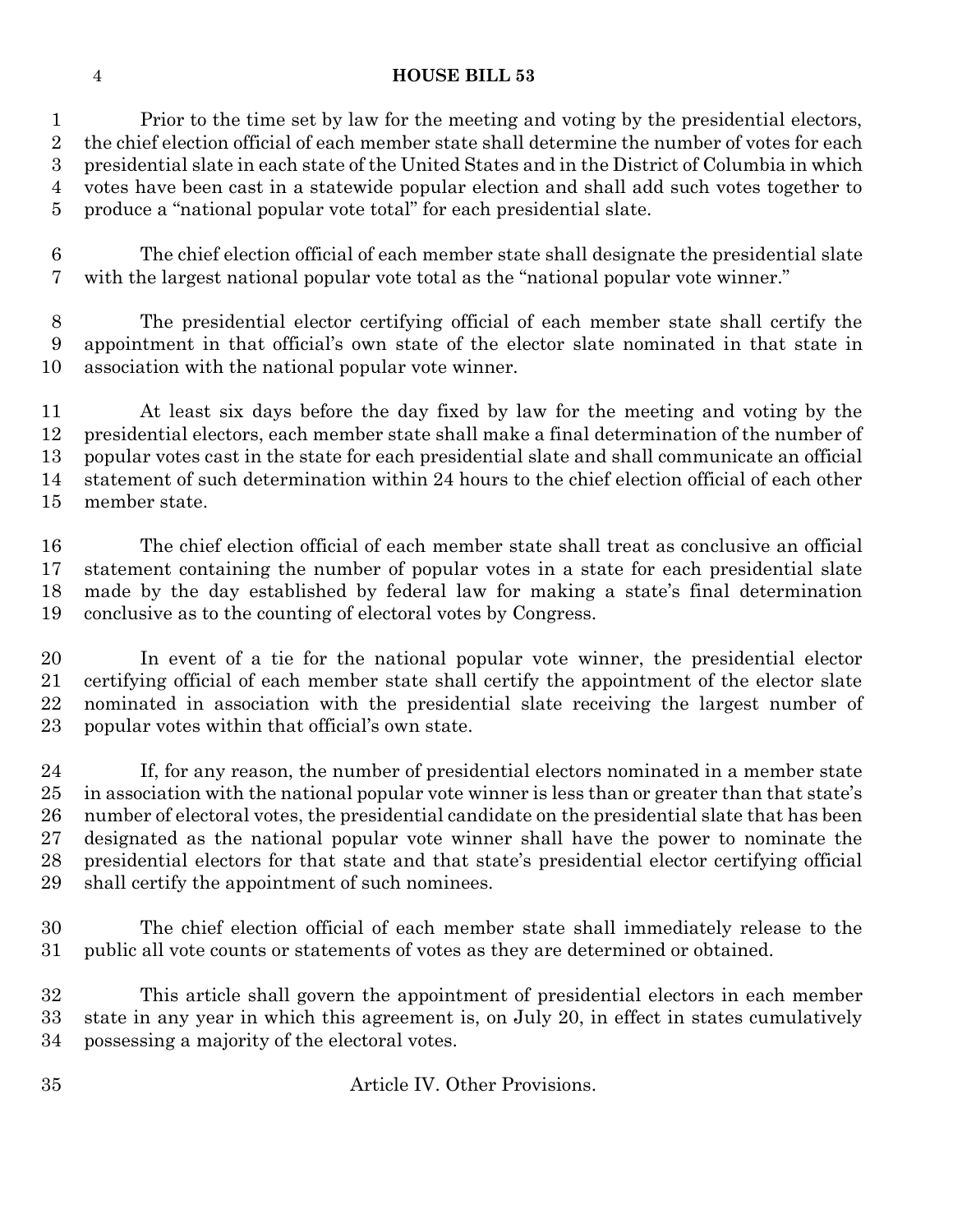Prior to the time set by law for the meeting and voting by the presidential electors, the chief election official of each member state shall determine the number of votes for each presidential slate in each state of the United States and in the District of Columbia in which votes have been cast in a statewide popular election and shall add such votes together to produce a "national popular vote total" for each presidential slate.

The chief election official of each member state shall designate the presidential slate with the largest national popular vote total as the "national popular vote winner."

The presidential elector certifying official of each member state shall certify the appointment in that official's own state of the elector slate nominated in that state in association with the national popular vote winner.

At least six days before the day fixed by law for the meeting and voting by the presidential electors, each member state shall make a final determination of the number of popular votes cast in the state for each presidential slate and shall communicate an official statement of such determination within 24 hours to the chief election official of each other member state.

The chief election official of each member state shall treat as conclusive an official statement containing the number of popular votes in a state for each presidential slate made by the day established by federal law for making a state's final determination conclusive as to the counting of electoral votes by Congress.

In event of a tie for the national popular vote winner, the presidential elector certifying official of each member state shall certify the appointment of the elector slate nominated in association with the presidential slate receiving the largest number of popular votes within that official's own state.

If, for any reason, the number of presidential electors nominated in a member state in association with the national popular vote winner is less than or greater than that state's number of electoral votes, the presidential candidate on the presidential slate that has been designated as the national popular vote winner shall have the power to nominate the presidential electors for that state and that state's presidential elector certifying official shall certify the appointment of such nominees.

The chief election official of each member state shall immediately release to the public all vote counts or statements of votes as they are determined or obtained.

This article shall govern the appointment of presidential electors in each member state in any year in which this agreement is, on July 20, in effect in states cumulatively possessing a majority of the electoral votes.

## Article IV. Other Provisions.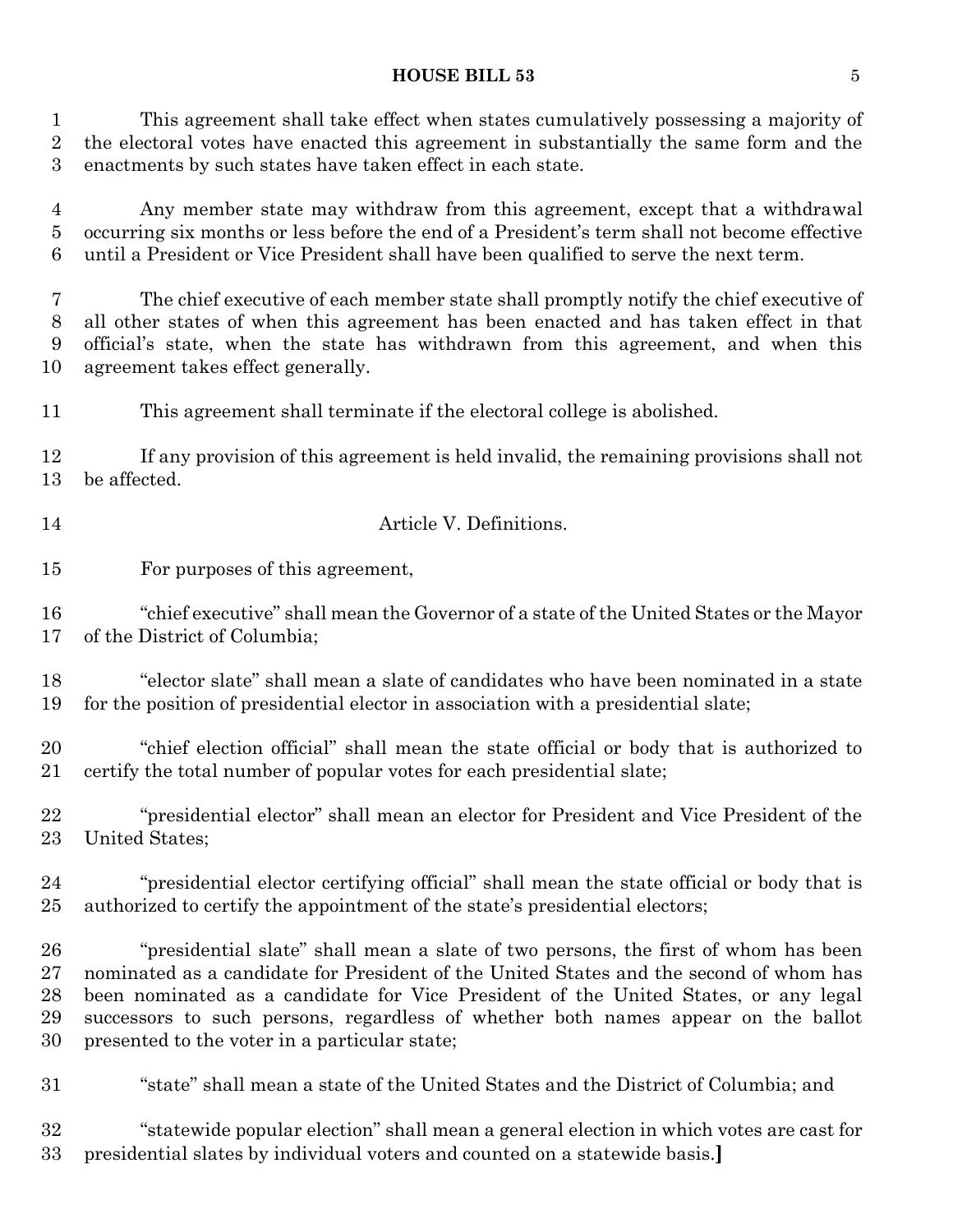This agreement shall take effect when states cumulatively possessing a majority of the electoral votes have enacted this agreement in substantially the same form and the enactments by such states have taken effect in each state.

Any member state may withdraw from this agreement, except that a withdrawal occurring six months or less before the end of a President's term shall not become effective until a President or Vice President shall have been qualified to serve the next term.

The chief executive of each member state shall promptly notify the chief executive of all other states of when this agreement has been enacted and has taken effect in that official's state, when the state has withdrawn from this agreement, and when this agreement takes effect generally.

This agreement shall terminate if the electoral college is abolished.

If any provision of this agreement is held invalid, the remaining provisions shall not be affected.

Article V. Definitions.

For purposes of this agreement,

"chief executive" shall mean the Governor of a state of the United States or the Mayor of the District of Columbia;

"elector slate" shall mean a slate of candidates who have been nominated in a state for the position of presidential elector in association with a presidential slate;

"chief election official" shall mean the state official or body that is authorized to certify the total number of popular votes for each presidential slate;

"presidential elector" shall mean an elector for President and Vice President of the United States;

"presidential elector certifying official" shall mean the state official or body that is authorized to certify the appointment of the state's presidential electors;

"presidential slate" shall mean a slate of two persons, the first of whom has been nominated as a candidate for President of the United States and the second of whom has been nominated as a candidate for Vice President of the United States, or any legal successors to such persons, regardless of whether both names appear on the ballot presented to the voter in a particular state;

"state" shall mean a state of the United States and the District of Columbia; and

"statewide popular election" shall mean a general election in which votes are cast for presidential slates by individual voters and counted on a statewide basis.**]**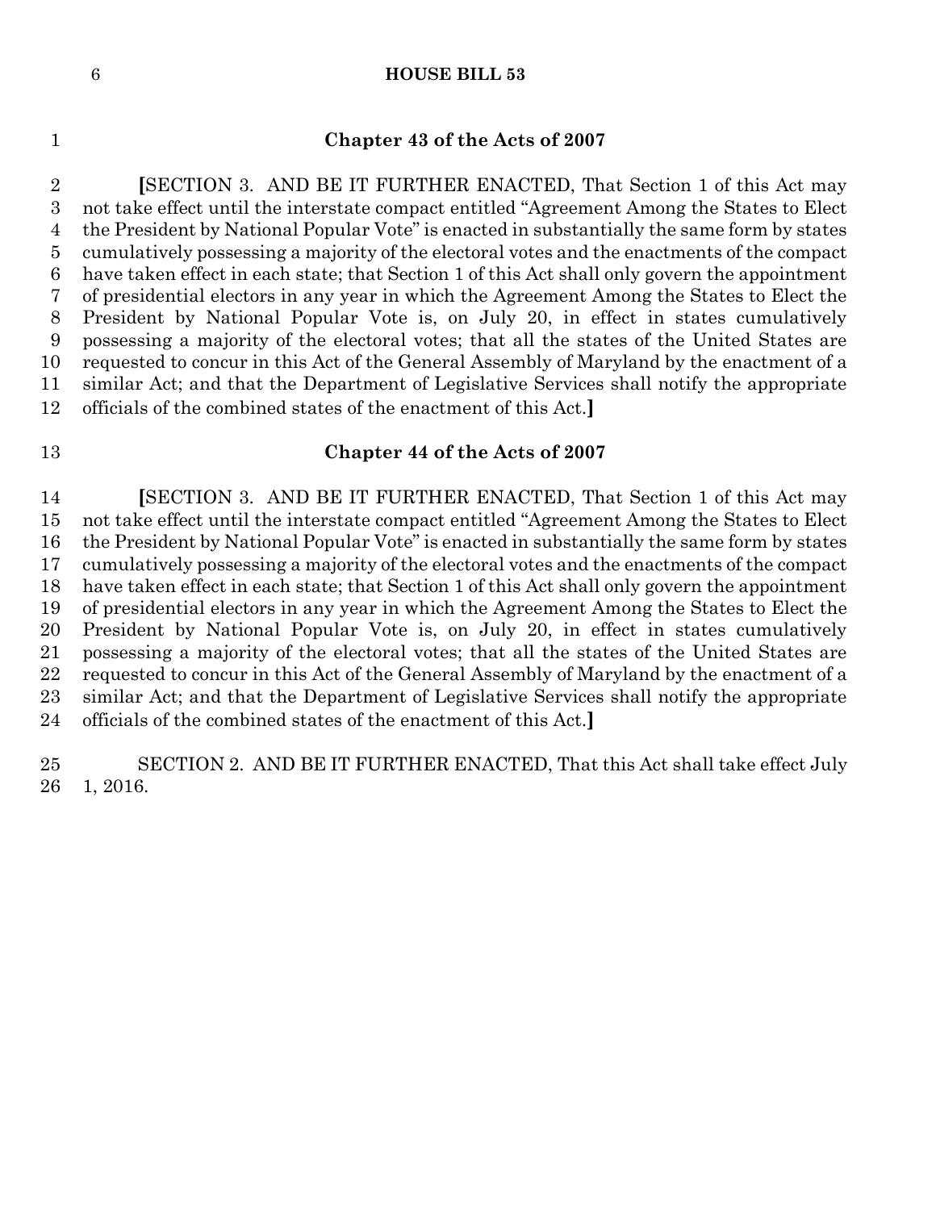**Chapter 43 of the Acts of 2007**

**[**SECTION 3. AND BE IT FURTHER ENACTED, That Section 1 of this Act may not take effect until the interstate compact entitled "Agreement Among the States to Elect the President by National Popular Vote" is enacted in substantially the same form by states cumulatively possessing a majority of the electoral votes and the enactments of the compact have taken effect in each state; that Section 1 of this Act shall only govern the appointment of presidential electors in any year in which the Agreement Among the States to Elect the President by National Popular Vote is, on July 20, in effect in states cumulatively possessing a majority of the electoral votes; that all the states of the United States are requested to concur in this Act of the General Assembly of Maryland by the enactment of a similar Act; and that the Department of Legislative Services shall notify the appropriate officials of the combined states of the enactment of this Act.**]**

**Chapter 44 of the Acts of 2007**

**[**SECTION 3. AND BE IT FURTHER ENACTED, That Section 1 of this Act may not take effect until the interstate compact entitled "Agreement Among the States to Elect the President by National Popular Vote" is enacted in substantially the same form by states cumulatively possessing a majority of the electoral votes and the enactments of the compact have taken effect in each state; that Section 1 of this Act shall only govern the appointment of presidential electors in any year in which the Agreement Among the States to Elect the President by National Popular Vote is, on July 20, in effect in states cumulatively possessing a majority of the electoral votes; that all the states of the United States are requested to concur in this Act of the General Assembly of Maryland by the enactment of a similar Act; and that the Department of Legislative Services shall notify the appropriate officials of the combined states of the enactment of this Act.**]**

SECTION 2. AND BE IT FURTHER ENACTED, That this Act shall take effect July 1, 2016.